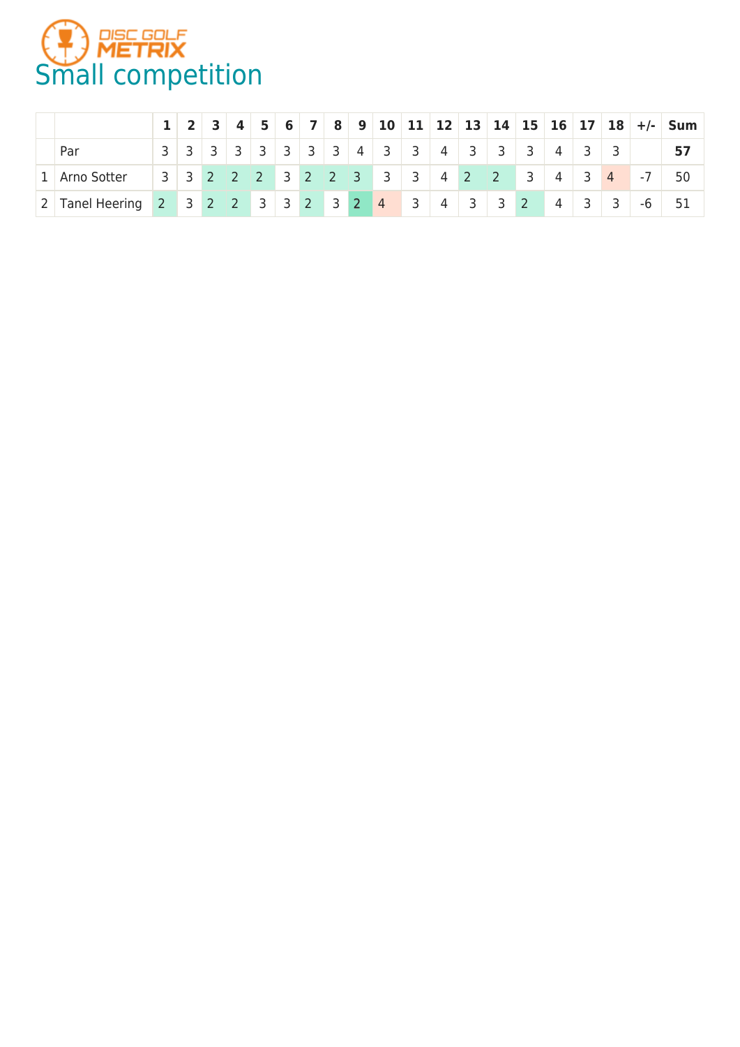DISC GOLF METRIX

# Small competition

| | | 1 | 2 | 3 | 4 | 5 | 6 | 7 | 8 | 9 | 10 | 11 | 12 | 13 | 14 | 15 | 16 | 17 | 18 | +/- | Sum |
|---|---|---|---|---|---|---|---|---|---|---|---|---|---|---|---|---|---|---|---|---|---|
| | Par | 3 | 3 | 3 | 3 | 3 | 3 | 3 | 3 | 4 | 3 | 3 | 4 | 3 | 3 | 3 | 4 | 3 | 3 | | **57** |
| 1 | Arno Sotter | 3 | 3 | 2 | 2 | 2 | 3 | 2 | 2 | 3 | 3 | 3 | 4 | 2 | 2 | 3 | 4 | 3 | 4 | -7 | 50 |
| 2 | Tanel Heering | 2 | 3 | 2 | 2 | 3 | 3 | 2 | 3 | 2 | 4 | 3 | 4 | 3 | 3 | 2 | 4 | 3 | 3 | -6 | 51 |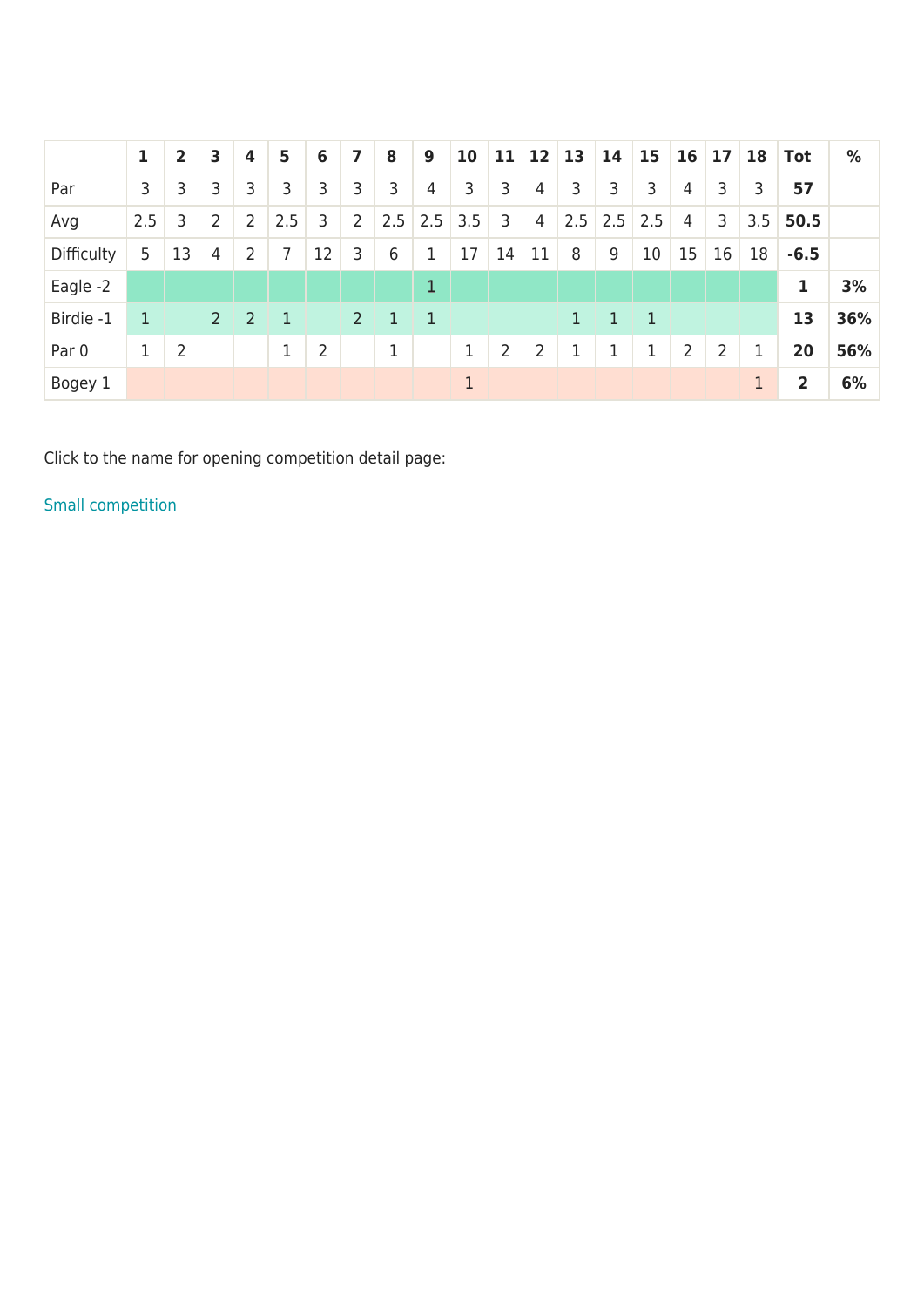| | 1 | 2 | 3 | 4 | 5 | 6 | 7 | 8 | 9 | 10 | 11 | 12 | 13 | 14 | 15 | 16 | 17 | 18 | Tot | % |
|---|---|---|---|---|---|---|---|---|---|---|---|---|---|---|---|---|---|---|---|---|
| Par | 3 | 3 | 3 | 3 | 3 | 3 | 3 | 3 | 4 | 3 | 3 | 4 | 3 | 3 | 3 | 4 | 3 | 3 | **57** | |
| Avg | 2.5 | 3 | 2 | 2 | 2.5 | 3 | 2 | 2.5 | 2.5 | 3.5 | 3 | 4 | 2.5 | 2.5 | 2.5 | 4 | 3 | 3.5 | **50.5** | |
| Difficulty | 5 | 13 | 4 | 2 | 7 | 12 | 3 | 6 | 1 | 17 | 14 | 11 | 8 | 9 | 10 | 15 | 16 | 18 | **-6.5** | |
| Eagle -2 | | | | | | | | | 1 | | | | | | | | | | **1** | **3%** |
| Birdie -1 | 1 | | 2 | 2 | 1 | | 2 | 1 | 1 | | | | 1 | 1 | 1 | | | | **13** | **36%** |
| Par 0 | 1 | 2 | | | 1 | 2 | | 1 | | 1 | 2 | 2 | 1 | 1 | 1 | 2 | 2 | 1 | **20** | **56%** |
| Bogey 1 | | | | | | | | | | 1 | | | | | | | | 1 | **2** | **6%** |

Click to the name for opening competition detail page:

Small competition